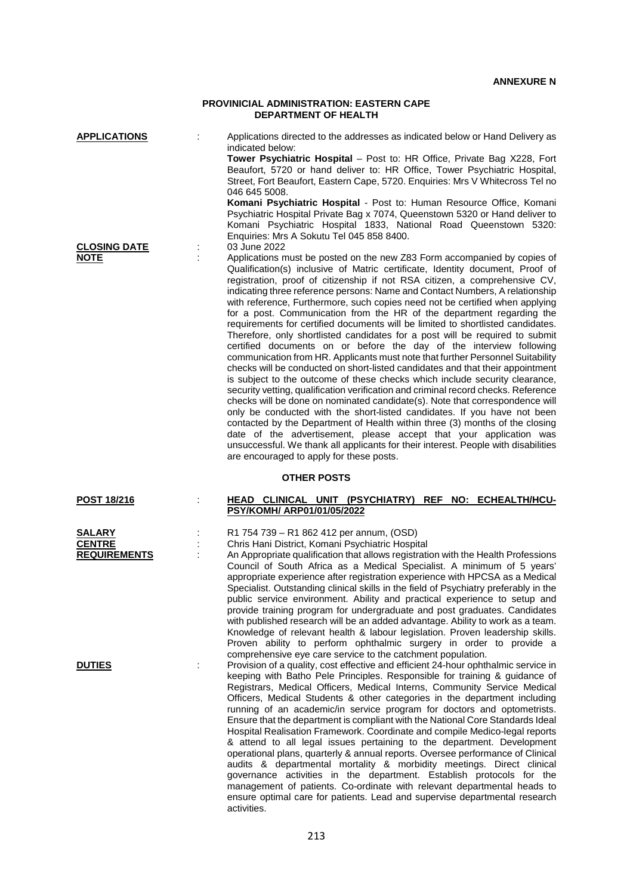**ANNEXURE N**

**PROVINICIAL ADMINISTRATION: EASTERN CAPE**
**DEPARTMENT OF HEALTH**

**APPLICATIONS** : Applications directed to the addresses as indicated below or Hand Delivery as indicated below:
**Tower Psychiatric Hospital** – Post to: HR Office, Private Bag X228, Fort Beaufort, 5720 or hand deliver to: HR Office, Tower Psychiatric Hospital, Street, Fort Beaufort, Eastern Cape, 5720. Enquiries: Mrs V Whitecross Tel no 046 645 5008.
**Komani Psychiatric Hospital** - Post to: Human Resource Office, Komani Psychiatric Hospital Private Bag x 7074, Queenstown 5320 or Hand deliver to Komani Psychiatric Hospital 1833, National Road Queenstown 5320: Enquiries: Mrs A Sokutu Tel 045 858 8400.

**CLOSING DATE** : 03 June 2022

**NOTE** : Applications must be posted on the new Z83 Form accompanied by copies of Qualification(s) inclusive of Matric certificate, Identity document, Proof of registration, proof of citizenship if not RSA citizen, a comprehensive CV, indicating three reference persons: Name and Contact Numbers, A relationship with reference, Furthermore, such copies need not be certified when applying for a post. Communication from the HR of the department regarding the requirements for certified documents will be limited to shortlisted candidates. Therefore, only shortlisted candidates for a post will be required to submit certified documents on or before the day of the interview following communication from HR. Applicants must note that further Personnel Suitability checks will be conducted on short-listed candidates and that their appointment is subject to the outcome of these checks which include security clearance, security vetting, qualification verification and criminal record checks. Reference checks will be done on nominated candidate(s). Note that correspondence will only be conducted with the short-listed candidates. If you have not been contacted by the Department of Health within three (3) months of the closing date of the advertisement, please accept that your application was unsuccessful. We thank all applicants for their interest. People with disabilities are encouraged to apply for these posts.

## OTHER POSTS

**POST 18/216** : **HEAD CLINICAL UNIT (PSYCHIATRY) REF NO: ECHEALTH/HCU-PSY/KOMH/ ARP01/01/05/2022**

**SALARY** : R1 754 739 – R1 862 412 per annum, (OSD)

**CENTRE** : Chris Hani District, Komani Psychiatric Hospital

**REQUIREMENTS** : An Appropriate qualification that allows registration with the Health Professions Council of South Africa as a Medical Specialist. A minimum of 5 years' appropriate experience after registration experience with HPCSA as a Medical Specialist. Outstanding clinical skills in the field of Psychiatry preferably in the public service environment. Ability and practical experience to setup and provide training program for undergraduate and post graduates. Candidates with published research will be an added advantage. Ability to work as a team. Knowledge of relevant health & labour legislation. Proven leadership skills. Proven ability to perform ophthalmic surgery in order to provide a comprehensive eye care service to the catchment population.

**DUTIES** : Provision of a quality, cost effective and efficient 24-hour ophthalmic service in keeping with Batho Pele Principles. Responsible for training & guidance of Registrars, Medical Officers, Medical Interns, Community Service Medical Officers, Medical Students & other categories in the department including running of an academic/in service program for doctors and optometrists. Ensure that the department is compliant with the National Core Standards Ideal Hospital Realisation Framework. Coordinate and compile Medico-legal reports & attend to all legal issues pertaining to the department. Development operational plans, quarterly & annual reports. Oversee performance of Clinical audits & departmental mortality & morbidity meetings. Direct clinical governance activities in the department. Establish protocols for the management of patients. Co-ordinate with relevant departmental heads to ensure optimal care for patients. Lead and supervise departmental research activities.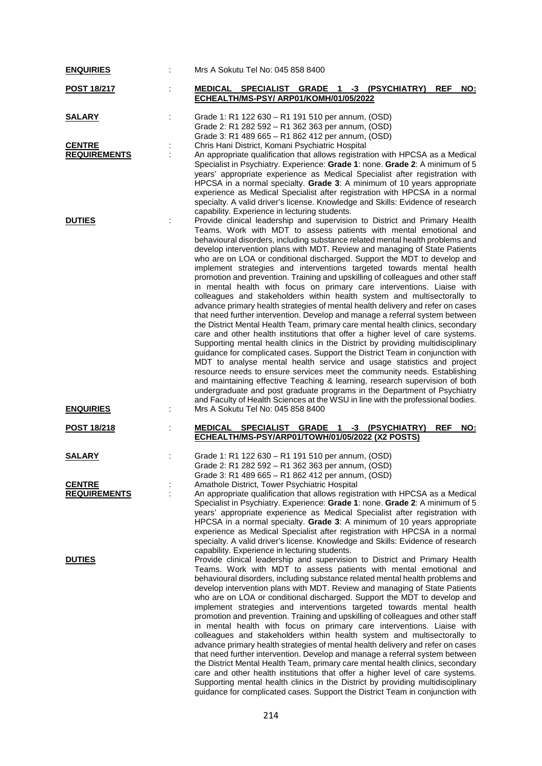**ENQUIRIES** : Mrs A Sokutu Tel No: 045 858 8400

**POST 18/217** : **MEDICAL SPECIALIST GRADE 1 -3 (PSYCHIATRY) REF NO: ECHEALTH/MS-PSY/ ARP01/KOMH/01/05/2022**

**SALARY** : Grade 1: R1 122 630 – R1 191 510 per annum, (OSD)
Grade 2: R1 282 592 – R1 362 363 per annum, (OSD)
Grade 3: R1 489 665 – R1 862 412 per annum, (OSD)

**CENTRE** : Chris Hani District, Komani Psychiatric Hospital

**REQUIREMENTS** : An appropriate qualification that allows registration with HPCSA as a Medical Specialist in Psychiatry. Experience: **Grade 1**: none. **Grade 2**: A minimum of 5 years' appropriate experience as Medical Specialist after registration with HPCSA in a normal specialty. **Grade 3**: A minimum of 10 years appropriate experience as Medical Specialist after registration with HPCSA in a normal specialty. A valid driver's license. Knowledge and Skills: Evidence of research capability. Experience in lecturing students.

**DUTIES** : Provide clinical leadership and supervision to District and Primary Health Teams. Work with MDT to assess patients with mental emotional and behavioural disorders, including substance related mental health problems and develop intervention plans with MDT. Review and managing of State Patients who are on LOA or conditional discharged. Support the MDT to develop and implement strategies and interventions targeted towards mental health promotion and prevention. Training and upskilling of colleagues and other staff in mental health with focus on primary care interventions. Liaise with colleagues and stakeholders within health system and multisectorally to advance primary health strategies of mental health delivery and refer on cases that need further intervention. Develop and manage a referral system between the District Mental Health Team, primary care mental health clinics, secondary care and other health institutions that offer a higher level of care systems. Supporting mental health clinics in the District by providing multidisciplinary guidance for complicated cases. Support the District Team in conjunction with MDT to analyse mental health service and usage statistics and project resource needs to ensure services meet the community needs. Establishing and maintaining effective Teaching & learning, research supervision of both undergraduate and post graduate programs in the Department of Psychiatry and Faculty of Health Sciences at the WSU in line with the professional bodies.

**ENQUIRIES** : Mrs A Sokutu Tel No: 045 858 8400

**POST 18/218** : **MEDICAL SPECIALIST GRADE 1 -3 (PSYCHIATRY) REF NO: ECHEALTH/MS-PSY/ARP01/TOWH/01/05/2022 (X2 POSTS)**

**SALARY** : Grade 1: R1 122 630 – R1 191 510 per annum, (OSD)
Grade 2: R1 282 592 – R1 362 363 per annum, (OSD)
Grade 3: R1 489 665 – R1 862 412 per annum, (OSD)

**CENTRE** : Amathole District, Tower Psychiatric Hospital

**REQUIREMENTS** : An appropriate qualification that allows registration with HPCSA as a Medical Specialist in Psychiatry. Experience: **Grade 1**: none. **Grade 2**: A minimum of 5 years' appropriate experience as Medical Specialist after registration with HPCSA in a normal specialty. **Grade 3**: A minimum of 10 years appropriate experience as Medical Specialist after registration with HPCSA in a normal specialty. A valid driver's license. Knowledge and Skills: Evidence of research capability. Experience in lecturing students.

**DUTIES** : Provide clinical leadership and supervision to District and Primary Health Teams. Work with MDT to assess patients with mental emotional and behavioural disorders, including substance related mental health problems and develop intervention plans with MDT. Review and managing of State Patients who are on LOA or conditional discharged. Support the MDT to develop and implement strategies and interventions targeted towards mental health promotion and prevention. Training and upskilling of colleagues and other staff in mental health with focus on primary care interventions. Liaise with colleagues and stakeholders within health system and multisectorally to advance primary health strategies of mental health delivery and refer on cases that need further intervention. Develop and manage a referral system between the District Mental Health Team, primary care mental health clinics, secondary care and other health institutions that offer a higher level of care systems. Supporting mental health clinics in the District by providing multidisciplinary guidance for complicated cases. Support the District Team in conjunction with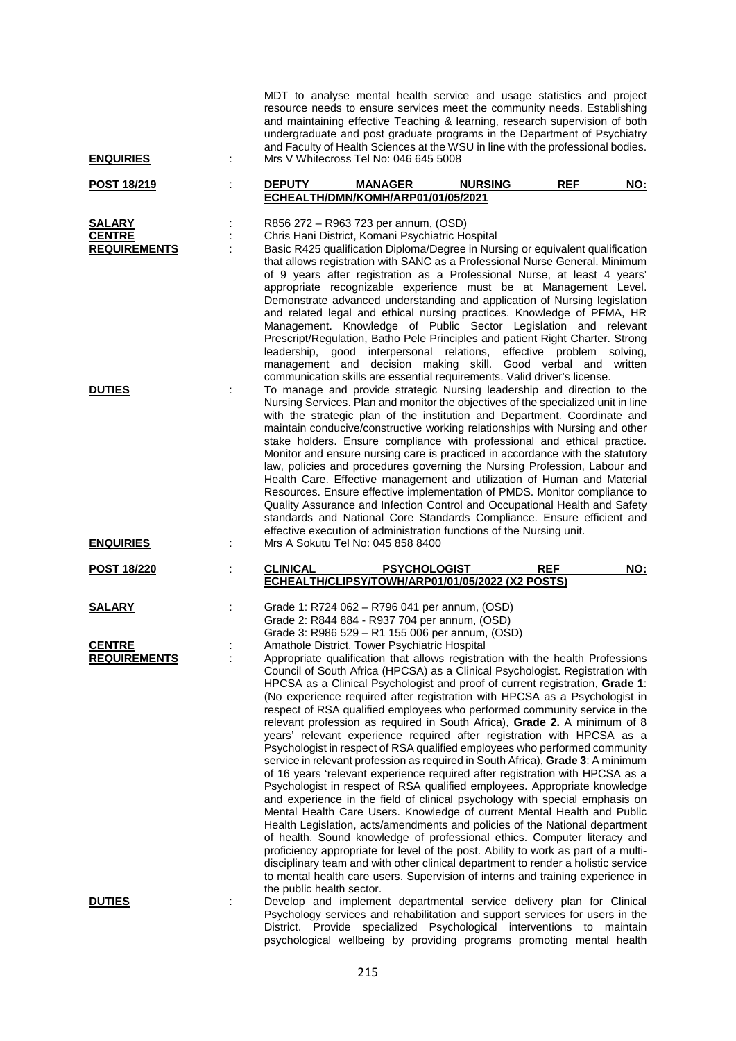MDT to analyse mental health service and usage statistics and project resource needs to ensure services meet the community needs. Establishing and maintaining effective Teaching & learning, research supervision of both undergraduate and post graduate programs in the Department of Psychiatry and Faculty of Health Sciences at the WSU in line with the professional bodies.

**ENQUIRIES** : Mrs V Whitecross Tel No: 046 645 5008

**POST 18/219** : **DEPUTY MANAGER NURSING REF NO: ECHEALTH/DMN/KOMH/ARP01/01/05/2021**

**SALARY** : R856 272 – R963 723 per annum, (OSD)

**CENTRE** : Chris Hani District, Komani Psychiatric Hospital

**REQUIREMENTS** : Basic R425 qualification Diploma/Degree in Nursing or equivalent qualification that allows registration with SANC as a Professional Nurse General. Minimum of 9 years after registration as a Professional Nurse, at least 4 years' appropriate recognizable experience must be at Management Level. Demonstrate advanced understanding and application of Nursing legislation and related legal and ethical nursing practices. Knowledge of PFMA, HR Management. Knowledge of Public Sector Legislation and relevant Prescript/Regulation, Batho Pele Principles and patient Right Charter. Strong leadership, good interpersonal relations, effective problem solving, management and decision making skill. Good verbal and written communication skills are essential requirements. Valid driver's license.

**DUTIES** : To manage and provide strategic Nursing leadership and direction to the Nursing Services. Plan and monitor the objectives of the specialized unit in line with the strategic plan of the institution and Department. Coordinate and maintain conducive/constructive working relationships with Nursing and other stake holders. Ensure compliance with professional and ethical practice. Monitor and ensure nursing care is practiced in accordance with the statutory law, policies and procedures governing the Nursing Profession, Labour and Health Care. Effective management and utilization of Human and Material Resources. Ensure effective implementation of PMDS. Monitor compliance to Quality Assurance and Infection Control and Occupational Health and Safety standards and National Core Standards Compliance. Ensure efficient and effective execution of administration functions of the Nursing unit.

**ENQUIRIES** : Mrs A Sokutu Tel No: 045 858 8400

**POST 18/220** : **CLINICAL PSYCHOLOGIST REF NO: ECHEALTH/CLIPSY/TOWH/ARP01/01/05/2022 (X2 POSTS)**

**SALARY** : Grade 1: R724 062 – R796 041 per annum, (OSD)
Grade 2: R844 884 - R937 704 per annum, (OSD)
Grade 3: R986 529 – R1 155 006 per annum, (OSD)

**CENTRE** : Amathole District, Tower Psychiatric Hospital

**REQUIREMENTS** : Appropriate qualification that allows registration with the health Professions Council of South Africa (HPCSA) as a Clinical Psychologist. Registration with HPCSA as a Clinical Psychologist and proof of current registration, **Grade 1**: (No experience required after registration with HPCSA as a Psychologist in respect of RSA qualified employees who performed community service in the relevant profession as required in South Africa), **Grade 2.** A minimum of 8 years' relevant experience required after registration with HPCSA as a Psychologist in respect of RSA qualified employees who performed community service in relevant profession as required in South Africa), **Grade 3**: A minimum of 16 years 'relevant experience required after registration with HPCSA as a Psychologist in respect of RSA qualified employees. Appropriate knowledge and experience in the field of clinical psychology with special emphasis on Mental Health Care Users. Knowledge of current Mental Health and Public Health Legislation, acts/amendments and policies of the National department of health. Sound knowledge of professional ethics. Computer literacy and proficiency appropriate for level of the post. Ability to work as part of a multi-disciplinary team and with other clinical department to render a holistic service to mental health care users. Supervision of interns and training experience in the public health sector.

**DUTIES** : Develop and implement departmental service delivery plan for Clinical Psychology services and rehabilitation and support services for users in the District. Provide specialized Psychological interventions to maintain psychological wellbeing by providing programs promoting mental health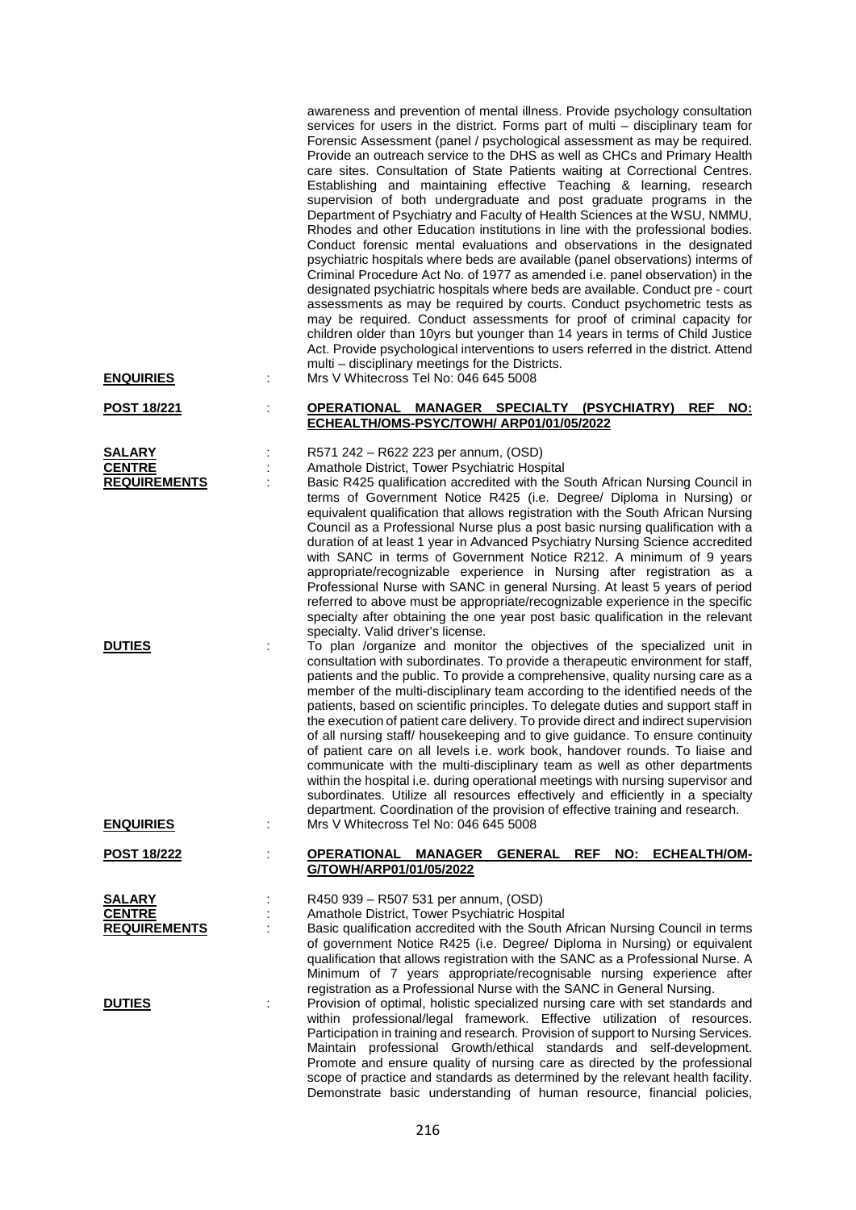awareness and prevention of mental illness. Provide psychology consultation services for users in the district. Forms part of multi – disciplinary team for Forensic Assessment (panel / psychological assessment as may be required. Provide an outreach service to the DHS as well as CHCs and Primary Health care sites. Consultation of State Patients waiting at Correctional Centres. Establishing and maintaining effective Teaching & learning, research supervision of both undergraduate and post graduate programs in the Department of Psychiatry and Faculty of Health Sciences at the WSU, NMMU, Rhodes and other Education institutions in line with the professional bodies. Conduct forensic mental evaluations and observations in the designated psychiatric hospitals where beds are available (panel observations) interms of Criminal Procedure Act No. of 1977 as amended i.e. panel observation) in the designated psychiatric hospitals where beds are available. Conduct pre - court assessments as may be required by courts. Conduct psychometric tests as may be required. Conduct assessments for proof of criminal capacity for children older than 10yrs but younger than 14 years in terms of Child Justice Act. Provide psychological interventions to users referred in the district. Attend multi – disciplinary meetings for the Districts.

**ENQUIRIES** : Mrs V Whitecross Tel No: 046 645 5008

**POST 18/221** : **OPERATIONAL MANAGER SPECIALTY (PSYCHIATRY) REF NO: ECHEALTH/OMS-PSYC/TOWH/ ARP01/01/05/2022**

**SALARY** : R571 242 – R622 223 per annum, (OSD)

**CENTRE** : Amathole District, Tower Psychiatric Hospital

**REQUIREMENTS** : Basic R425 qualification accredited with the South African Nursing Council in terms of Government Notice R425 (i.e. Degree/ Diploma in Nursing) or equivalent qualification that allows registration with the South African Nursing Council as a Professional Nurse plus a post basic nursing qualification with a duration of at least 1 year in Advanced Psychiatry Nursing Science accredited with SANC in terms of Government Notice R212. A minimum of 9 years appropriate/recognizable experience in Nursing after registration as a Professional Nurse with SANC in general Nursing. At least 5 years of period referred to above must be appropriate/recognizable experience in the specific specialty after obtaining the one year post basic qualification in the relevant specialty. Valid driver's license.

**DUTIES** : To plan /organize and monitor the objectives of the specialized unit in consultation with subordinates. To provide a therapeutic environment for staff, patients and the public. To provide a comprehensive, quality nursing care as a member of the multi-disciplinary team according to the identified needs of the patients, based on scientific principles. To delegate duties and support staff in the execution of patient care delivery. To provide direct and indirect supervision of all nursing staff/ housekeeping and to give guidance. To ensure continuity of patient care on all levels i.e. work book, handover rounds. To liaise and communicate with the multi-disciplinary team as well as other departments within the hospital i.e. during operational meetings with nursing supervisor and subordinates. Utilize all resources effectively and efficiently in a specialty department. Coordination of the provision of effective training and research.

**ENQUIRIES** : Mrs V Whitecross Tel No: 046 645 5008

**POST 18/222** : **OPERATIONAL MANAGER GENERAL REF NO: ECHEALTH/OM-G/TOWH/ARP01/01/05/2022**

**SALARY** : R450 939 – R507 531 per annum, (OSD)

**CENTRE** : Amathole District, Tower Psychiatric Hospital

**REQUIREMENTS** : Basic qualification accredited with the South African Nursing Council in terms of government Notice R425 (i.e. Degree/ Diploma in Nursing) or equivalent qualification that allows registration with the SANC as a Professional Nurse. A Minimum of 7 years appropriate/recognisable nursing experience after registration as a Professional Nurse with the SANC in General Nursing.

**DUTIES** : Provision of optimal, holistic specialized nursing care with set standards and within professional/legal framework. Effective utilization of resources. Participation in training and research. Provision of support to Nursing Services. Maintain professional Growth/ethical standards and self-development. Promote and ensure quality of nursing care as directed by the professional scope of practice and standards as determined by the relevant health facility. Demonstrate basic understanding of human resource, financial policies,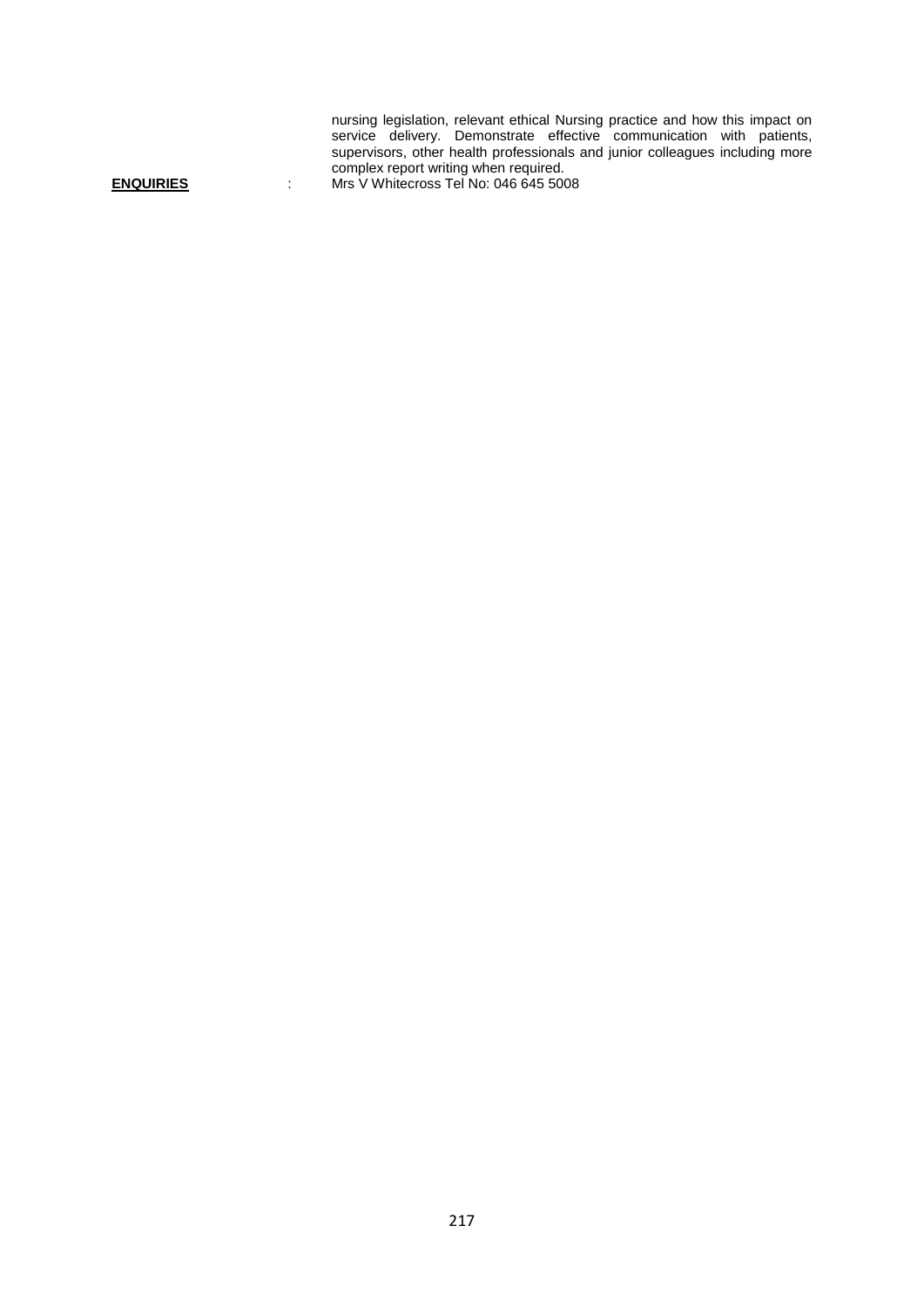nursing legislation, relevant ethical Nursing practice and how this impact on service delivery. Demonstrate effective communication with patients, supervisors, other health professionals and junior colleagues including more complex report writing when required.

**ENQUIRIES** : Mrs V Whitecross Tel No: 046 645 5008